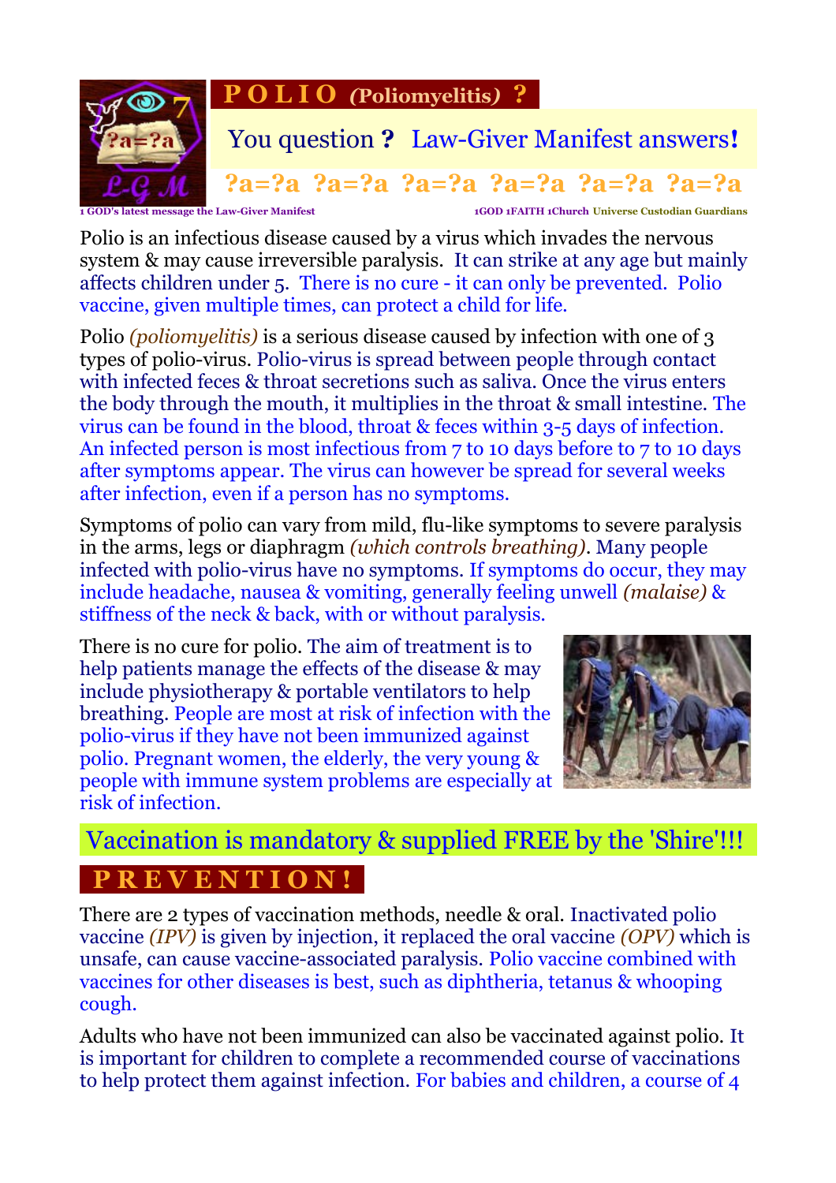# POLIO (Poliomyelitis) ?

You question ? Law-Giver Manifest answers!

?a=?a ?a=?a ?a=?a ?a=?a ?a=?a ?a=?a

1 GOD's latest message the Law-Giver Manifest     1GOD 1FAITH 1Church Universe Custodian Guardians

Polio is an infectious disease caused by a virus which invades the nervous system & may cause irreversible paralysis. It can strike at any age but mainly affects children under 5. There is no cure - it can only be prevented. Polio vaccine, given multiple times, can protect a child for life.

Polio *(poliomyelitis)* is a serious disease caused by infection with one of 3 types of polio-virus. Polio-virus is spread between people through contact with infected feces & throat secretions such as saliva. Once the virus enters the body through the mouth, it multiplies in the throat & small intestine. The virus can be found in the blood, throat & feces within 3-5 days of infection. An infected person is most infectious from 7 to 10 days before to 7 to 10 days after symptoms appear. The virus can however be spread for several weeks after infection, even if a person has no symptoms.

Symptoms of polio can vary from mild, flu-like symptoms to severe paralysis in the arms, legs or diaphragm *(which controls breathing)*. Many people infected with polio-virus have no symptoms. If symptoms do occur, they may include headache, nausea & vomiting, generally feeling unwell *(malaise)* & stiffness of the neck & back, with or without paralysis.

There is no cure for polio. The aim of treatment is to help patients manage the effects of the disease & may include physiotherapy & portable ventilators to help breathing. People are most at risk of infection with the polio-virus if they have not been immunized against polio. Pregnant women, the elderly, the very young & people with immune system problems are especially at risk of infection.

## Vaccination is mandatory & supplied FREE by the 'Shire'!!!

## PREVENTION!

There are 2 types of vaccination methods, needle & oral. Inactivated polio vaccine *(IPV)* is given by injection, it replaced the oral vaccine *(OPV)* which is unsafe, can cause vaccine-associated paralysis. Polio vaccine combined with vaccines for other diseases is best, such as diphtheria, tetanus & whooping cough.

Adults who have not been immunized can also be vaccinated against polio. It is important for children to complete a recommended course of vaccinations to help protect them against infection. For babies and children, a course of 4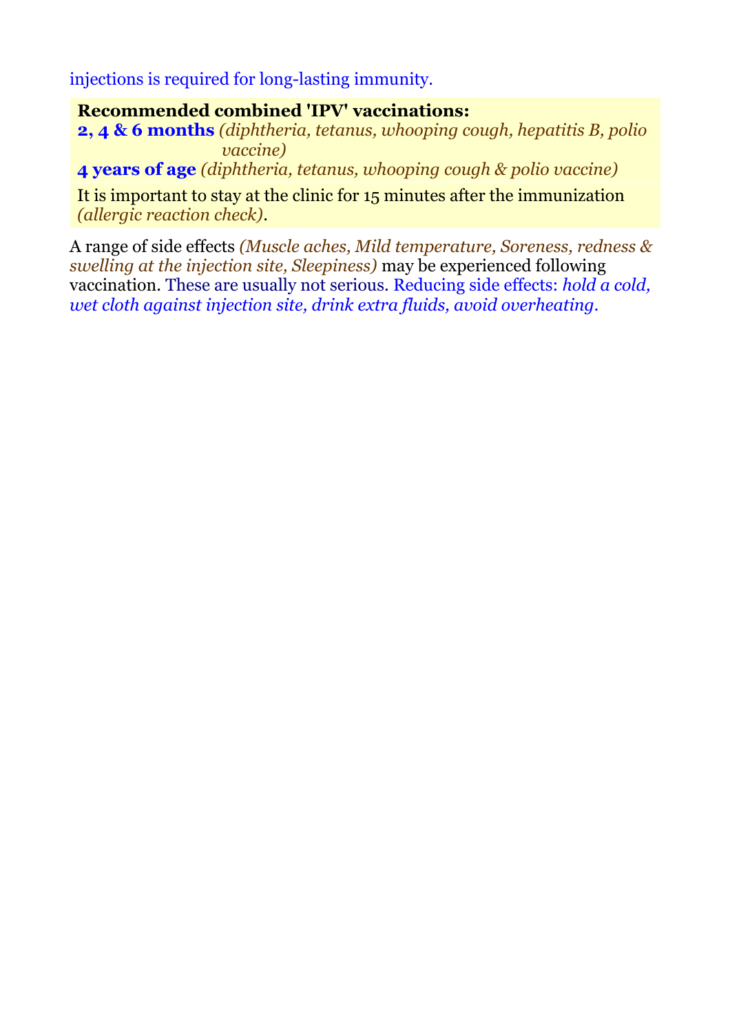injections is required for long-lasting immunity.

**Recommended combined 'IPV' vaccinations:**

**2, 4 & 6 months** *(diphtheria, tetanus, whooping cough, hepatitis B, polio vaccine)*

**4 years of age** *(diphtheria, tetanus, whooping cough & polio vaccine)*

It is important to stay at the clinic for 15 minutes after the immunization *(allergic reaction check)*.

A range of side effects *(Muscle aches, Mild temperature, Soreness, redness & swelling at the injection site, Sleepiness)* may be experienced following vaccination. These are usually not serious. Reducing side effects: *hold a cold, wet cloth against injection site, drink extra fluids, avoid overheating*.